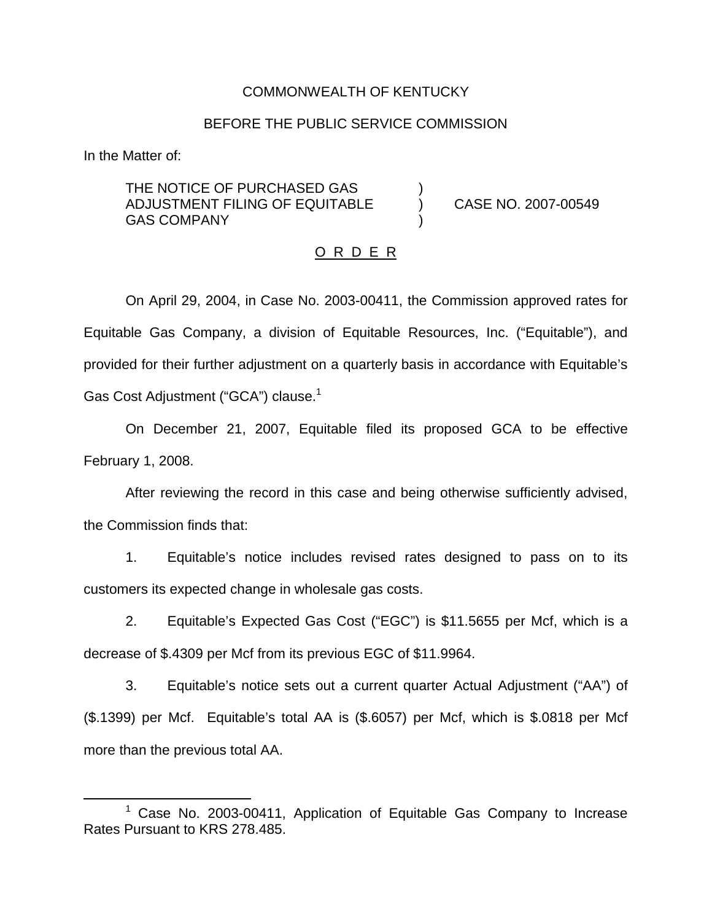COMMONWEALTH OF KENTUCKY

BEFORE THE PUBLIC SERVICE COMMISSION

In the Matter of:

| | | |
|---|---|---|
| THE NOTICE OF PURCHASED GAS ADJUSTMENT FILING OF EQUITABLE GAS COMPANY | ) ) ) | CASE NO. 2007-00549 |

O R D E R

On April 29, 2004, in Case No. 2003-00411, the Commission approved rates for Equitable Gas Company, a division of Equitable Resources, Inc. ("Equitable"), and provided for their further adjustment on a quarterly basis in accordance with Equitable's Gas Cost Adjustment ("GCA") clause.[1]

On December 21, 2007, Equitable filed its proposed GCA to be effective February 1, 2008.

After reviewing the record in this case and being otherwise sufficiently advised, the Commission finds that:

1. Equitable's notice includes revised rates designed to pass on to its customers its expected change in wholesale gas costs.

2. Equitable's Expected Gas Cost ("EGC") is $11.5655 per Mcf, which is a decrease of $.4309 per Mcf from its previous EGC of $11.9964.

3. Equitable's notice sets out a current quarter Actual Adjustment ("AA") of ($.1399) per Mcf. Equitable's total AA is ($.6057) per Mcf, which is $.0818 per Mcf more than the previous total AA.

[1] Case No. 2003-00411, Application of Equitable Gas Company to Increase Rates Pursuant to KRS 278.485.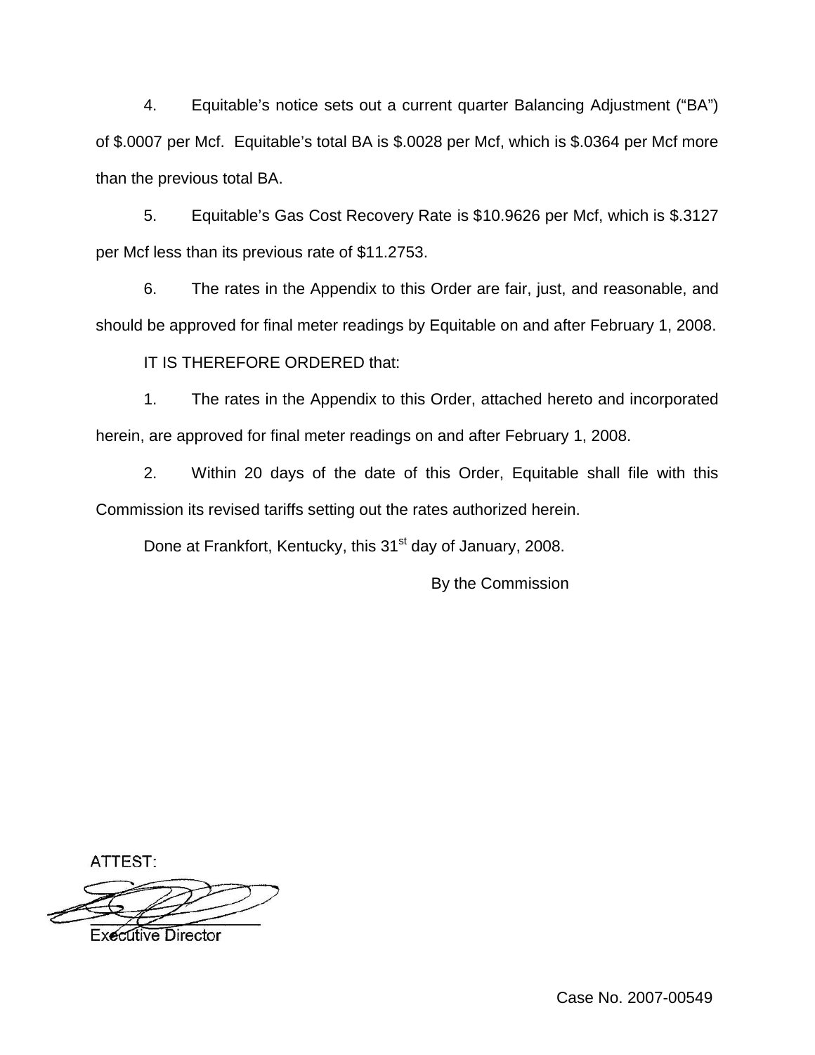4. Equitable's notice sets out a current quarter Balancing Adjustment ("BA") of $.0007 per Mcf. Equitable's total BA is $.0028 per Mcf, which is $.0364 per Mcf more than the previous total BA.

5. Equitable's Gas Cost Recovery Rate is $10.9626 per Mcf, which is $.3127 per Mcf less than its previous rate of $11.2753.

6. The rates in the Appendix to this Order are fair, just, and reasonable, and should be approved for final meter readings by Equitable on and after February 1, 2008.

IT IS THEREFORE ORDERED that:

1. The rates in the Appendix to this Order, attached hereto and incorporated herein, are approved for final meter readings on and after February 1, 2008.

2. Within 20 days of the date of this Order, Equitable shall file with this Commission its revised tariffs setting out the rates authorized herein.

Done at Frankfort, Kentucky, this 31st day of January, 2008.

By the Commission

ATTEST:

Executive Director

Case No. 2007-00549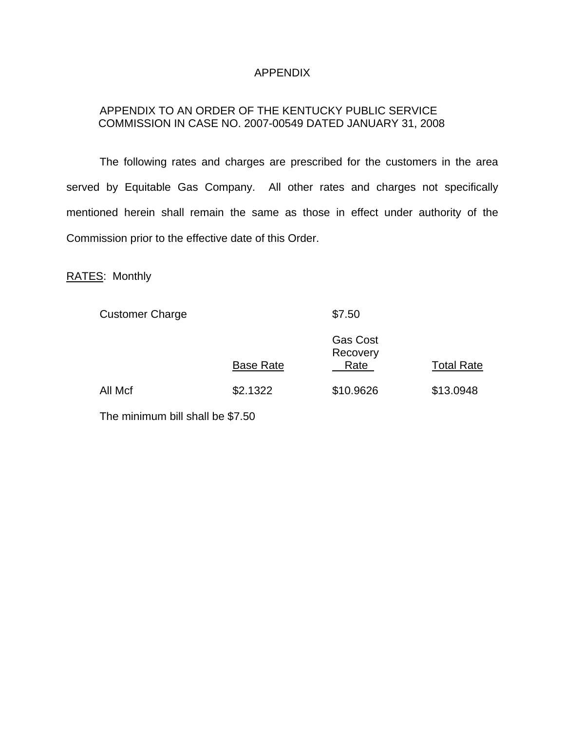# APPENDIX

APPENDIX TO AN ORDER OF THE KENTUCKY PUBLIC SERVICE COMMISSION IN CASE NO. 2007-00549 DATED JANUARY 31, 2008

The following rates and charges are prescribed for the customers in the area served by Equitable Gas Company. All other rates and charges not specifically mentioned herein shall remain the same as those in effect under authority of the Commission prior to the effective date of this Order.

<u>RATES</u>: Monthly

Customer Charge $7.50

| | Base Rate | Gas Cost Recovery Rate | Total Rate |
|---|---|---|---|
| All Mcf | $2.1322 | $10.9626 | $13.0948 |

The minimum bill shall be $7.50